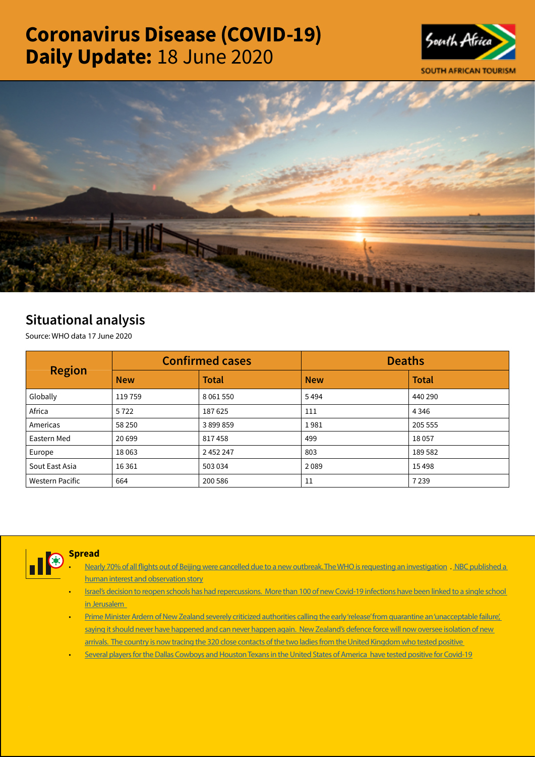# Coronavirus Disease (COVID-19) Daily Update: 18 June 2020

SOUTH AFRICAN TOURISM

## Situational analysis

Source: WHO data 17 June 2020

| Region | Confirmed cases | | Deaths | |
|---|---|---|---|---|
| | New | Total | New | Total |
| Globally | 119 759 | 8 061 550 | 5 494 | 440 290 |
| Africa | 5 722 | 187 625 | 111 | 4 346 |
| Americas | 58 250 | 3 899 859 | 1 981 | 205 555 |
| Eastern Med | 20 699 | 817 458 | 499 | 18 057 |
| Europe | 18 063 | 2 452 247 | 803 | 189 582 |
| Sout East Asia | 16 361 | 503 034 | 2 089 | 15 498 |
| Western Pacific | 664 | 200 586 | 11 | 7 239 |

### Spread

- Nearly 70% of all flights out of Beijing were cancelled due to a new outbreak. The WHO is requesting an investigation . NBC published a human interest and observation story
- Israel's decision to reopen schools has had repercussions. More than 100 of new Covid-19 infections have been linked to a single school in Jerusalem
- Prime Minister Ardern of New Zealand severely criticized authorities calling the early 'release' from quarantine an 'unacceptable failure', saying it should never have happened and can never happen again. New Zealand's defence force will now oversee isolation of new arrivals. The country is now tracing the 320 close contacts of the two ladies from the United Kingdom who tested positive
- Several players for the Dallas Cowboys and Houston Texans in the United States of America have tested positive for Covid-19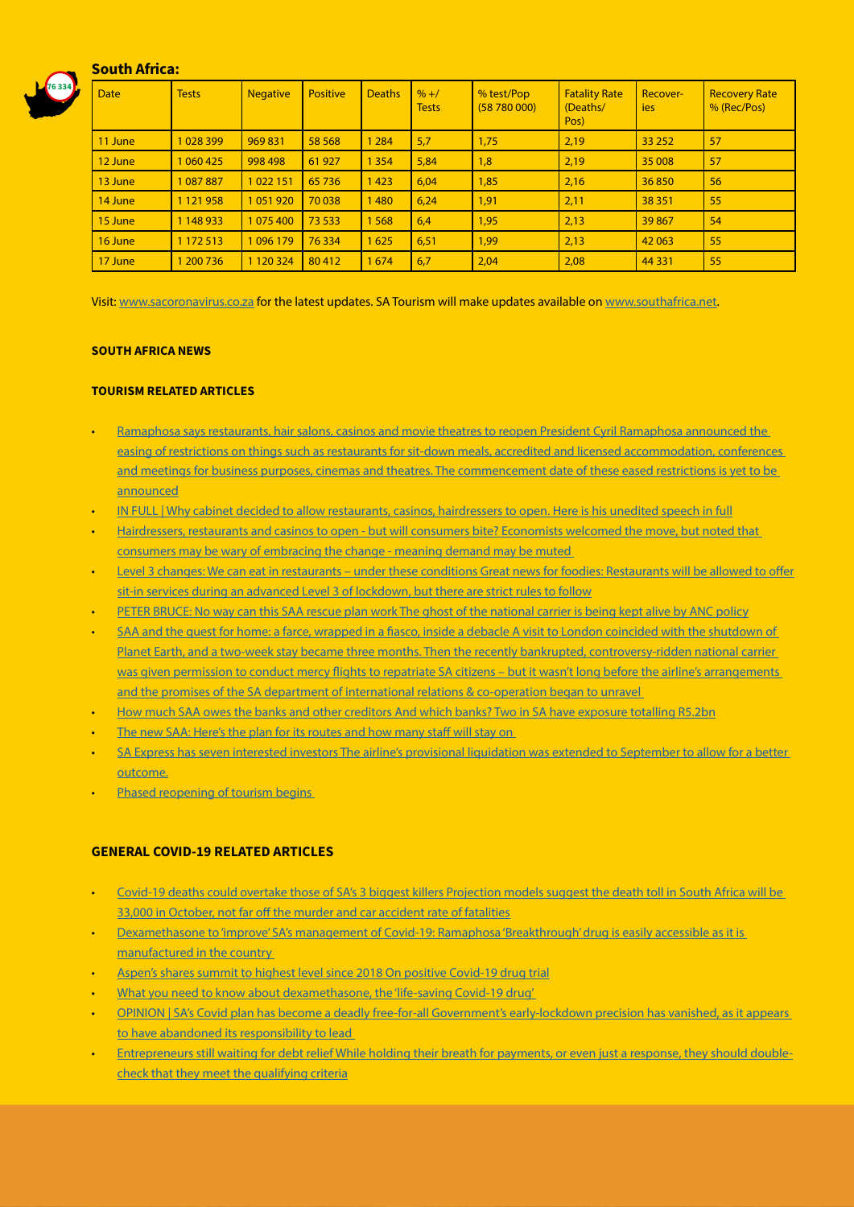## South Africa:

| Date | Tests | Negative | Positive | Deaths | % +/ Tests | % test/Pop (58 780 000) | Fatality Rate (Deaths/ Pos) | Recover- ies | Recovery Rate % (Rec/Pos) |
|---|---|---|---|---|---|---|---|---|---|
| 11 June | 1 028 399 | 969 831 | 58 568 | 1 284 | 5,7 | 1,75 | 2,19 | 33 252 | 57 |
| 12 June | 1 060 425 | 998 498 | 61 927 | 1 354 | 5,84 | 1,8 | 2,19 | 35 008 | 57 |
| 13 June | 1 087 887 | 1 022 151 | 65 736 | 1 423 | 6,04 | 1,85 | 2,16 | 36 850 | 56 |
| 14 June | 1 121 958 | 1 051 920 | 70 038 | 1 480 | 6,24 | 1,91 | 2,11 | 38 351 | 55 |
| 15 June | 1 148 933 | 1 075 400 | 73 533 | 1 568 | 6,4 | 1,95 | 2,13 | 39 867 | 54 |
| 16 June | 1 172 513 | 1 096 179 | 76 334 | 1 625 | 6,51 | 1,99 | 2,13 | 42 063 | 55 |
| 17 June | 1 200 736 | 1 120 324 | 80 412 | 1 674 | 6,7 | 2,04 | 2,08 | 44 331 | 55 |

Visit: www.sacoronavirus.co.za for the latest updates. SA Tourism will make updates available on www.southafrica.net.

### SOUTH AFRICA NEWS

### TOURISM RELATED ARTICLES

- Ramaphosa says restaurants, hair salons, casinos and movie theatres to reopen President Cyril Ramaphosa announced the easing of restrictions on things such as restaurants for sit-down meals, accredited and licensed accommodation, conferences and meetings for business purposes, cinemas and theatres. The commencement date of these eased restrictions is yet to be announced
- IN FULL | Why cabinet decided to allow restaurants, casinos, hairdressers to open. Here is his unedited speech in full
- Hairdressers, restaurants and casinos to open - but will consumers bite? Economists welcomed the move, but noted that consumers may be wary of embracing the change - meaning demand may be muted
- Level 3 changes: We can eat in restaurants – under these conditions Great news for foodies: Restaurants will be allowed to offer sit-in services during an advanced Level 3 of lockdown, but there are strict rules to follow
- PETER BRUCE: No way can this SAA rescue plan work The ghost of the national carrier is being kept alive by ANC policy
- SAA and the quest for home: a farce, wrapped in a fiasco, inside a debacle A visit to London coincided with the shutdown of Planet Earth, and a two-week stay became three months. Then the recently bankrupted, controversy-ridden national carrier was given permission to conduct mercy flights to repatriate SA citizens – but it wasn't long before the airline's arrangements and the promises of the SA department of international relations & co-operation began to unravel
- How much SAA owes the banks and other creditors And which banks? Two in SA have exposure totalling R5.2bn
- The new SAA: Here's the plan for its routes and how many staff will stay on
- SA Express has seven interested investors The airline's provisional liquidation was extended to September to allow for a better outcome.
- Phased reopening of tourism begins

### GENERAL COVID-19 RELATED ARTICLES

- Covid-19 deaths could overtake those of SA's 3 biggest killers Projection models suggest the death toll in South Africa will be 33,000 in October, not far off the murder and car accident rate of fatalities
- Dexamethasone to 'improve' SA's management of Covid-19: Ramaphosa 'Breakthrough' drug is easily accessible as it is manufactured in the country
- Aspen's shares summit to highest level since 2018 On positive Covid-19 drug trial
- What you need to know about dexamethasone, the 'life-saving Covid-19 drug'
- OPINION | SA's Covid plan has become a deadly free-for-all Government's early-lockdown precision has vanished, as it appears to have abandoned its responsibility to lead
- Entrepreneurs still waiting for debt relief While holding their breath for payments, or even just a response, they should double-check that they meet the qualifying criteria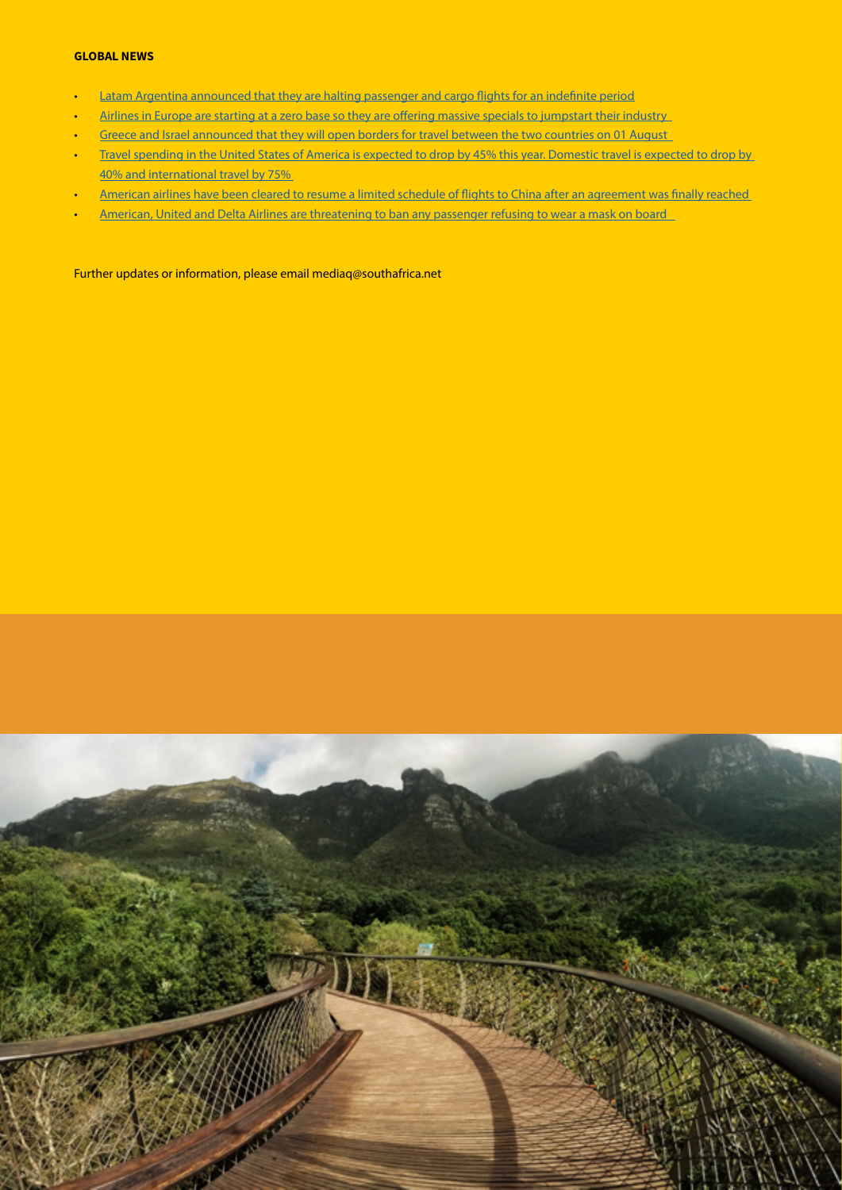**GLOBAL NEWS**

- Latam Argentina announced that they are halting passenger and cargo flights for an indefinite period
- Airlines in Europe are starting at a zero base so they are offering massive specials to jumpstart their industry
- Greece and Israel announced that they will open borders for travel between the two countries on 01 August
- Travel spending in the United States of America is expected to drop by 45% this year. Domestic travel is expected to drop by 40% and international travel by 75%
- American airlines have been cleared to resume a limited schedule of flights to China after an agreement was finally reached
- American, United and Delta Airlines are threatening to ban any passenger refusing to wear a mask on board

Further updates or information, please email mediaq@southafrica.net